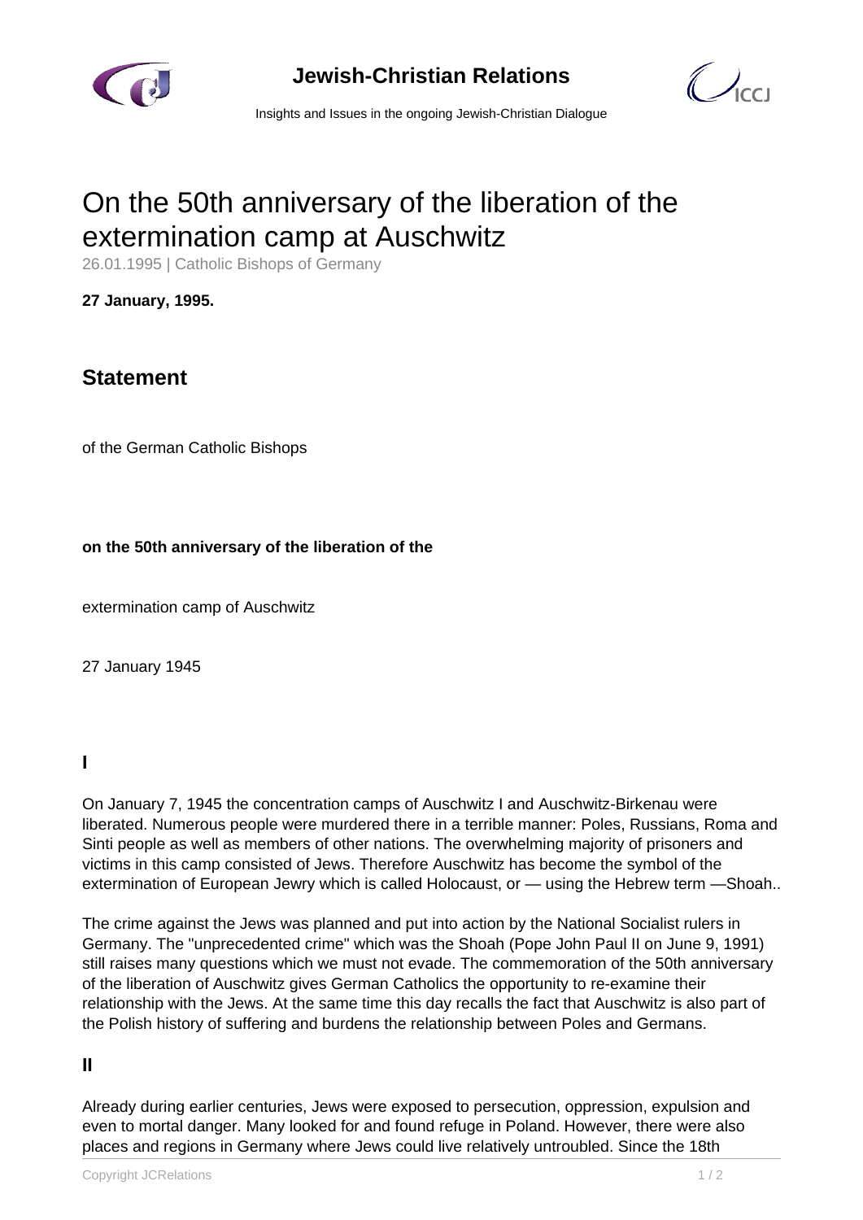# On the 50th anniversary of the liberation of the extermination camp at Auschwitz

26.01.1995 | Catholic Bishops of Germany

**27 January, 1995.**

## Statement

of the German Catholic Bishops

**on the 50th anniversary of the liberation of the**

extermination camp of Auschwitz

27 January 1945

### I

On January 7, 1945 the concentration camps of Auschwitz I and Auschwitz-Birkenau were liberated. Numerous people were murdered there in a terrible manner: Poles, Russians, Roma and Sinti people as well as members of other nations. The overwhelming majority of prisoners and victims in this camp consisted of Jews. Therefore Auschwitz has become the symbol of the extermination of European Jewry which is called Holocaust, or — using the Hebrew term —Shoah..

The crime against the Jews was planned and put into action by the National Socialist rulers in Germany. The "unprecedented crime" which was the Shoah (Pope John Paul II on June 9, 1991) still raises many questions which we must not evade. The commemoration of the 50th anniversary of the liberation of Auschwitz gives German Catholics the opportunity to re-examine their relationship with the Jews. At the same time this day recalls the fact that Auschwitz is also part of the Polish history of suffering and burdens the relationship between Poles and Germans.

### II

Already during earlier centuries, Jews were exposed to persecution, oppression, expulsion and even to mortal danger. Many looked for and found refuge in Poland. However, there were also places and regions in Germany where Jews could live relatively untroubled. Since the 18th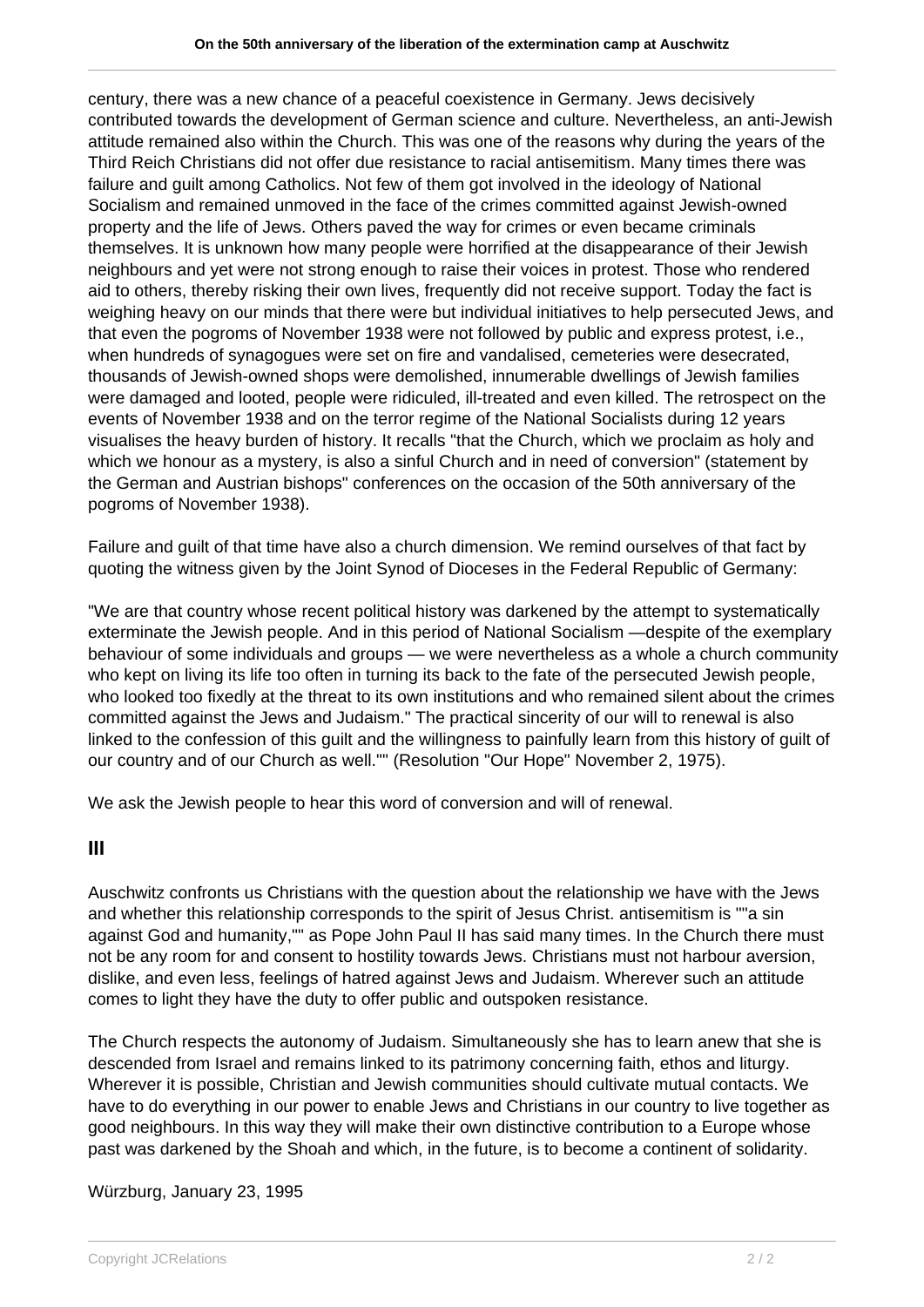century, there was a new chance of a peaceful coexistence in Germany. Jews decisively contributed towards the development of German science and culture. Nevertheless, an anti-Jewish attitude remained also within the Church. This was one of the reasons why during the years of the Third Reich Christians did not offer due resistance to racial antisemitism. Many times there was failure and guilt among Catholics. Not few of them got involved in the ideology of National Socialism and remained unmoved in the face of the crimes committed against Jewish-owned property and the life of Jews. Others paved the way for crimes or even became criminals themselves. It is unknown how many people were horrified at the disappearance of their Jewish neighbours and yet were not strong enough to raise their voices in protest. Those who rendered aid to others, thereby risking their own lives, frequently did not receive support. Today the fact is weighing heavy on our minds that there were but individual initiatives to help persecuted Jews, and that even the pogroms of November 1938 were not followed by public and express protest, i.e., when hundreds of synagogues were set on fire and vandalised, cemeteries were desecrated, thousands of Jewish-owned shops were demolished, innumerable dwellings of Jewish families were damaged and looted, people were ridiculed, ill-treated and even killed. The retrospect on the events of November 1938 and on the terror regime of the National Socialists during 12 years visualises the heavy burden of history. It recalls "that the Church, which we proclaim as holy and which we honour as a mystery, is also a sinful Church and in need of conversion" (statement by the German and Austrian bishops" conferences on the occasion of the 50th anniversary of the pogroms of November 1938).

Failure and guilt of that time have also a church dimension. We remind ourselves of that fact by quoting the witness given by the Joint Synod of Dioceses in the Federal Republic of Germany:

"We are that country whose recent political history was darkened by the attempt to systematically exterminate the Jewish people. And in this period of National Socialism —despite of the exemplary behaviour of some individuals and groups — we were nevertheless as a whole a church community who kept on living its life too often in turning its back to the fate of the persecuted Jewish people, who looked too fixedly at the threat to its own institutions and who remained silent about the crimes committed against the Jews and Judaism." The practical sincerity of our will to renewal is also linked to the confession of this guilt and the willingness to painfully learn from this history of guilt of our country and of our Church as well."" (Resolution "Our Hope" November 2, 1975).

We ask the Jewish people to hear this word of conversion and will of renewal.

## III

Auschwitz confronts us Christians with the question about the relationship we have with the Jews and whether this relationship corresponds to the spirit of Jesus Christ. antisemitism is ""a sin against God and humanity,"" as Pope John Paul II has said many times. In the Church there must not be any room for and consent to hostility towards Jews. Christians must not harbour aversion, dislike, and even less, feelings of hatred against Jews and Judaism. Wherever such an attitude comes to light they have the duty to offer public and outspoken resistance.

The Church respects the autonomy of Judaism. Simultaneously she has to learn anew that she is descended from Israel and remains linked to its patrimony concerning faith, ethos and liturgy. Wherever it is possible, Christian and Jewish communities should cultivate mutual contacts. We have to do everything in our power to enable Jews and Christians in our country to live together as good neighbours. In this way they will make their own distinctive contribution to a Europe whose past was darkened by the Shoah and which, in the future, is to become a continent of solidarity.

Würzburg, January 23, 1995